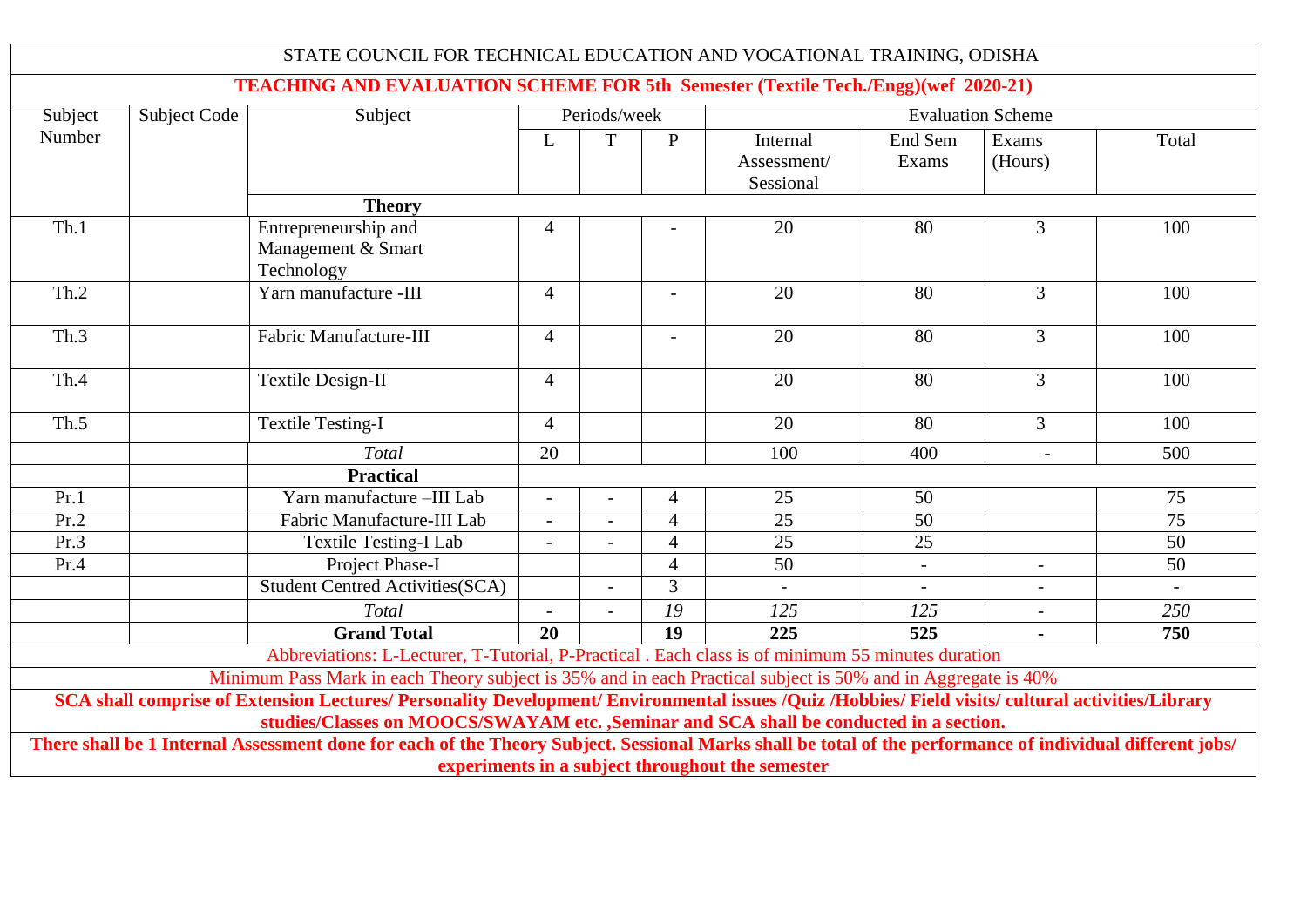STATE COUNCIL FOR TECHNICAL EDUCATION AND VOCATIONAL TRAINING, ODISHA

**TEACHING AND EVALUATION SCHEME FOR 5th Semester (Textile Tech./Engg)(wef 2020-21)**

| Subject Number | Subject Code | Subject | Periods/week | | | Evaluation Scheme | | | |
|---|---|---|---|---|---|---|---|---|---|
| | | | L | T | P | Internal Assessment/ Sessional | End Sem Exams | Exams (Hours) | Total |
| | | **Theory** | | | | | | | |
| Th.1 | | Entrepreneurship and Management & Smart Technology | 4 | | - | 20 | 80 | 3 | 100 |
| Th.2 | | Yarn manufacture -III | 4 | | - | 20 | 80 | 3 | 100 |
| Th.3 | | Fabric Manufacture-III | 4 | | - | 20 | 80 | 3 | 100 |
| Th.4 | | Textile Design-II | 4 | | | 20 | 80 | 3 | 100 |
| Th.5 | | Textile Testing-I | 4 | | | 20 | 80 | 3 | 100 |
| | | *Total* | 20 | | | 100 | 400 | - | 500 |
| | | **Practical** | | | | | | | |
| Pr.1 | | Yarn manufacture –III Lab | - | - | 4 | 25 | 50 | | 75 |
| Pr.2 | | Fabric Manufacture-III Lab | - | - | 4 | 25 | 50 | | 75 |
| Pr.3 | | Textile Testing-I Lab | - | - | 4 | 25 | 25 | | 50 |
| Pr.4 | | Project Phase-I | | | 4 | 50 | - | - | 50 |
| | | Student Centred Activities(SCA) | | - | 3 | - | - | - | - |
| | | *Total* | - | - | *19* | *125* | *125* | - | *250* |
| | | **Grand Total** | **20** | | **19** | **225** | **525** | **-** | **750** |

Abbreviations: L-Lecturer, T-Tutorial, P-Practical . Each class is of minimum 55 minutes duration

Minimum Pass Mark in each Theory subject is 35% and in each Practical subject is 50% and in Aggregate is 40%

**SCA shall comprise of Extension Lectures/ Personality Development/ Environmental issues /Quiz /Hobbies/ Field visits/ cultural activities/Library studies/Classes on MOOCS/SWAYAM etc. ,Seminar and SCA shall be conducted in a section.**

**There shall be 1 Internal Assessment done for each of the Theory Subject. Sessional Marks shall be total of the performance of individual different jobs/ experiments in a subject throughout the semester**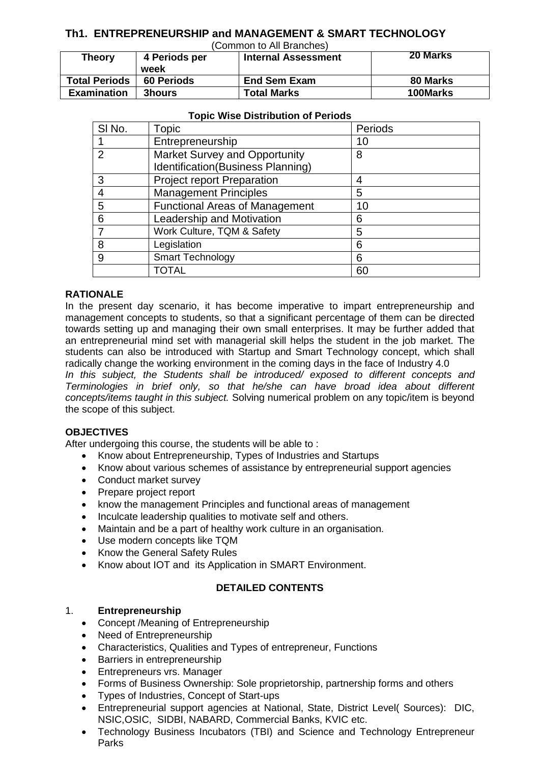## Th1. ENTREPRENEURSHIP and MANAGEMENT & SMART TECHNOLOGY

(Common to All Branches)

| Theory | 4 Periods per week | Internal Assessment | 20 Marks |
|---|---|---|---|
| Total Periods | 60 Periods | End Sem Exam | 80 Marks |
| Examination | 3hours | Total Marks | 100Marks |

**Topic Wise Distribution of Periods**

| Sl No. | Topic | Periods |
|---|---|---|
| 1 | Entrepreneurship | 10 |
| 2 | Market Survey and Opportunity Identification(Business Planning) | 8 |
| 3 | Project report Preparation | 4 |
| 4 | Management Principles | 5 |
| 5 | Functional Areas of Management | 10 |
| 6 | Leadership and Motivation | 6 |
| 7 | Work Culture, TQM & Safety | 5 |
| 8 | Legislation | 6 |
| 9 | Smart Technology | 6 |
| | TOTAL | 60 |

### RATIONALE

In the present day scenario, it has become imperative to impart entrepreneurship and management concepts to students, so that a significant percentage of them can be directed towards setting up and managing their own small enterprises. It may be further added that an entrepreneurial mind set with managerial skill helps the student in the job market. The students can also be introduced with Startup and Smart Technology concept, which shall radically change the working environment in the coming days in the face of Industry 4.0

*In this subject, the Students shall be introduced/ exposed to different concepts and Terminologies in brief only, so that he/she can have broad idea about different concepts/items taught in this subject.* Solving numerical problem on any topic/item is beyond the scope of this subject.

### OBJECTIVES

After undergoing this course, the students will be able to :

- Know about Entrepreneurship, Types of Industries and Startups
- Know about various schemes of assistance by entrepreneurial support agencies
- Conduct market survey
- Prepare project report
- know the management Principles and functional areas of management
- Inculcate leadership qualities to motivate self and others.
- Maintain and be a part of healthy work culture in an organisation.
- Use modern concepts like TQM
- Know the General Safety Rules
- Know about IOT and its Application in SMART Environment.

### DETAILED CONTENTS

1. **Entrepreneurship**
   - Concept /Meaning of Entrepreneurship
   - Need of Entrepreneurship
   - Characteristics, Qualities and Types of entrepreneur, Functions
   - Barriers in entrepreneurship
   - Entrepreneurs vrs. Manager
   - Forms of Business Ownership: Sole proprietorship, partnership forms and others
   - Types of Industries, Concept of Start-ups
   - Entrepreneurial support agencies at National, State, District Level( Sources): DIC, NSIC,OSIC, SIDBI, NABARD, Commercial Banks, KVIC etc.
   - Technology Business Incubators (TBI) and Science and Technology Entrepreneur Parks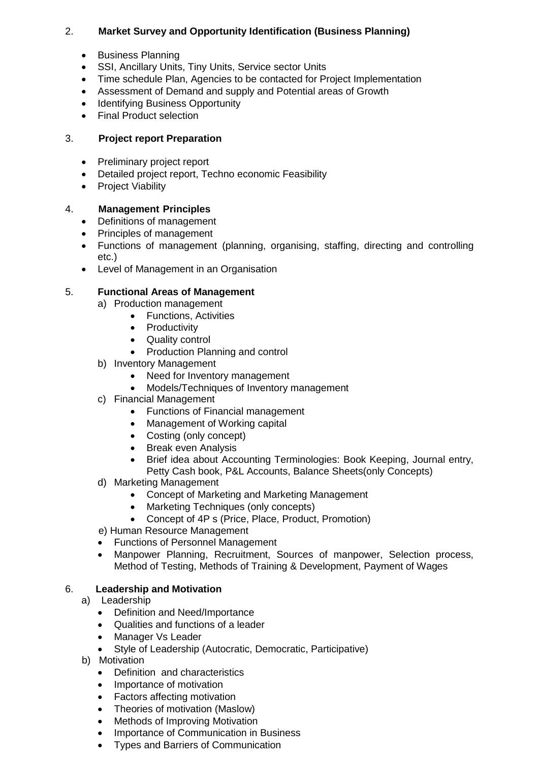2. **Market Survey and Opportunity Identification (Business Planning)**

- Business Planning
- SSI, Ancillary Units, Tiny Units, Service sector Units
- Time schedule Plan, Agencies to be contacted for Project Implementation
- Assessment of Demand and supply and Potential areas of Growth
- Identifying Business Opportunity
- Final Product selection

3. **Project report Preparation**

- Preliminary project report
- Detailed project report, Techno economic Feasibility
- Project Viability

4. **Management Principles**

- Definitions of management
- Principles of management
- Functions of management (planning, organising, staffing, directing and controlling etc.)
- Level of Management in an Organisation

5. **Functional Areas of Management**

a) Production management
   - Functions, Activities
   - Productivity
   - Quality control
   - Production Planning and control

b) Inventory Management
   - Need for Inventory management
   - Models/Techniques of Inventory management

c) Financial Management
   - Functions of Financial management
   - Management of Working capital
   - Costing (only concept)
   - Break even Analysis
   - Brief idea about Accounting Terminologies: Book Keeping, Journal entry, Petty Cash book, P&L Accounts, Balance Sheets(only Concepts)

d) Marketing Management
   - Concept of Marketing and Marketing Management
   - Marketing Techniques (only concepts)
   - Concept of 4P s (Price, Place, Product, Promotion)

e) Human Resource Management
- Functions of Personnel Management
- Manpower Planning, Recruitment, Sources of manpower, Selection process, Method of Testing, Methods of Training & Development, Payment of Wages

6. **Leadership and Motivation**

a) Leadership
- Definition and Need/Importance
- Qualities and functions of a leader
- Manager Vs Leader
- Style of Leadership (Autocratic, Democratic, Participative)

b) Motivation
- Definition and characteristics
- Importance of motivation
- Factors affecting motivation
- Theories of motivation (Maslow)
- Methods of Improving Motivation
- Importance of Communication in Business
- Types and Barriers of Communication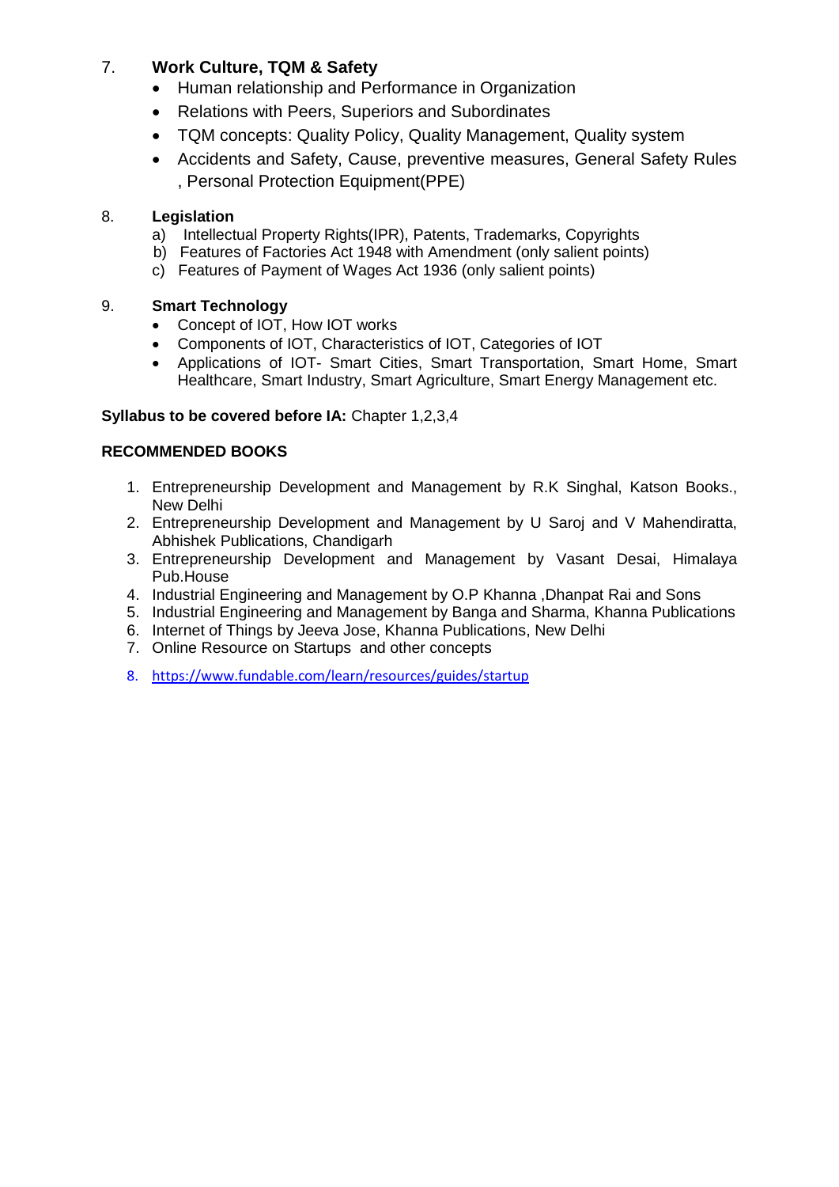7. **Work Culture, TQM & Safety**
    - Human relationship and Performance in Organization
    - Relations with Peers, Superiors and Subordinates
    - TQM concepts: Quality Policy, Quality Management, Quality system
    - Accidents and Safety, Cause, preventive measures, General Safety Rules , Personal Protection Equipment(PPE)

8. **Legislation**
    a) Intellectual Property Rights(IPR), Patents, Trademarks, Copyrights
    b) Features of Factories Act 1948 with Amendment (only salient points)
    c) Features of Payment of Wages Act 1936 (only salient points)

9. **Smart Technology**
    - Concept of IOT, How IOT works
    - Components of IOT, Characteristics of IOT, Categories of IOT
    - Applications of IOT- Smart Cities, Smart Transportation, Smart Home, Smart Healthcare, Smart Industry, Smart Agriculture, Smart Energy Management etc.

**Syllabus to be covered before IA:** Chapter 1,2,3,4

**RECOMMENDED BOOKS**

1. Entrepreneurship Development and Management by R.K Singhal, Katson Books., New Delhi
2. Entrepreneurship Development and Management by U Saroj and V Mahendiratta, Abhishek Publications, Chandigarh
3. Entrepreneurship Development and Management by Vasant Desai, Himalaya Pub.House
4. Industrial Engineering and Management by O.P Khanna ,Dhanpat Rai and Sons
5. Industrial Engineering and Management by Banga and Sharma, Khanna Publications
6. Internet of Things by Jeeva Jose, Khanna Publications, New Delhi
7. Online Resource on Startups and other concepts
8. https://www.fundable.com/learn/resources/guides/startup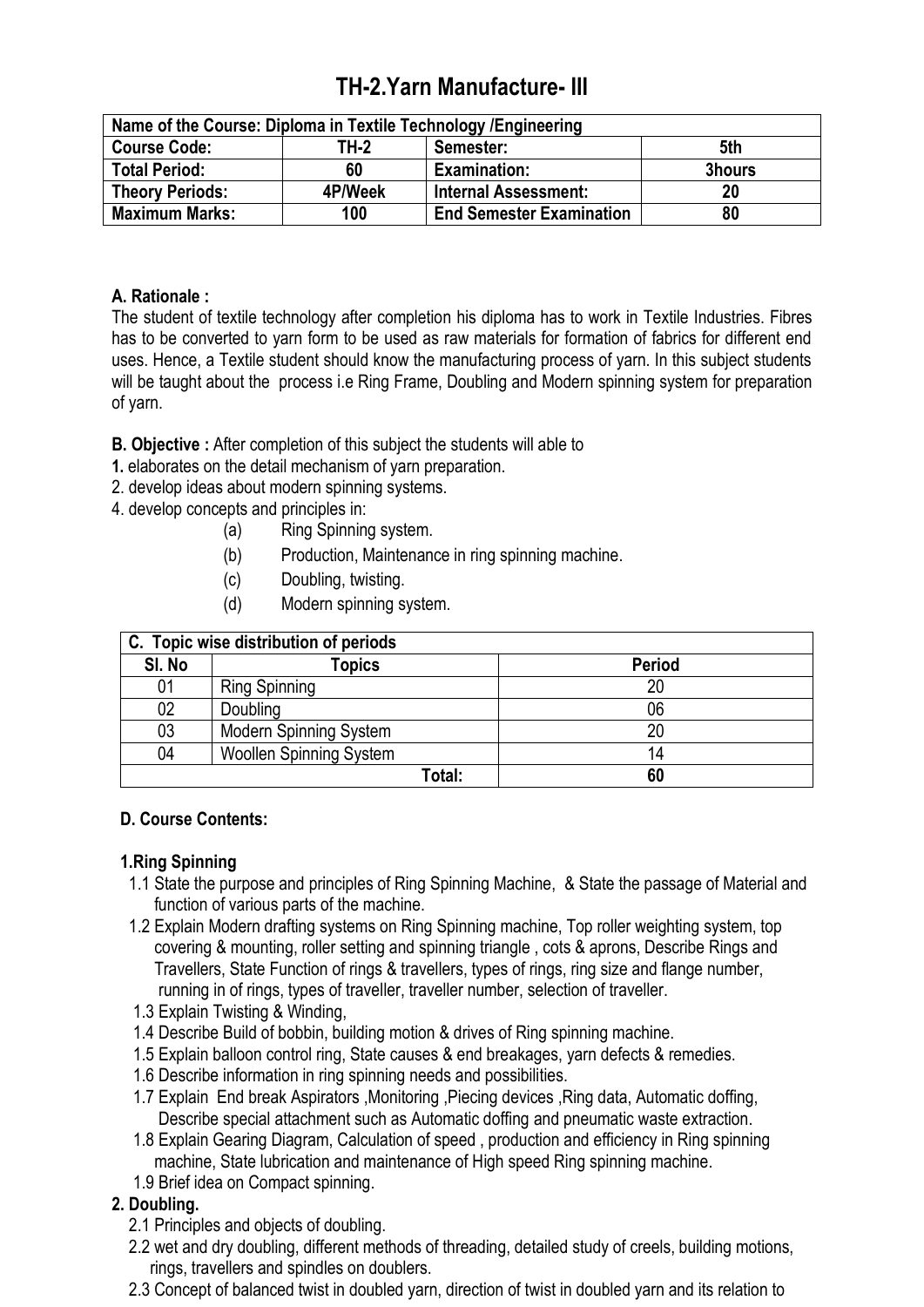# TH-2.Yarn Manufacture- III

| Name of the Course: Diploma in Textile Technology /Engineering | | | |
|---|---|---|---|
| **Course Code:** | **TH-2** | **Semester:** | **5th** |
| **Total Period:** | **60** | **Examination:** | **3hours** |
| **Theory Periods:** | **4P/Week** | **Internal Assessment:** | **20** |
| **Maximum Marks:** | **100** | **End Semester Examination** | **80** |

**A. Rationale :**

The student of textile technology after completion his diploma has to work in Textile Industries. Fibres has to be converted to yarn form to be used as raw materials for formation of fabrics for different end uses. Hence, a Textile student should know the manufacturing process of yarn. In this subject students will be taught about the process i.e Ring Frame, Doubling and Modern spinning system for preparation of yarn.

**B. Objective :** After completion of this subject the students will able to

**1.** elaborates on the detail mechanism of yarn preparation.
2. develop ideas about modern spinning systems.
4. develop concepts and principles in:
   - (a) Ring Spinning system.
   - (b) Production, Maintenance in ring spinning machine.
   - (c) Doubling, twisting.
   - (d) Modern spinning system.

| C. Topic wise distribution of periods | | |
|---|---|---|
| **Sl. No** | **Topics** | **Period** |
| 01 | Ring Spinning | 20 |
| 02 | Doubling | 06 |
| 03 | Modern Spinning System | 20 |
| 04 | Woollen Spinning System | 14 |
| | **Total:** | **60** |

**D. Course Contents:**

**1.Ring Spinning**

1.1 State the purpose and principles of Ring Spinning Machine, & State the passage of Material and function of various parts of the machine.
1.2 Explain Modern drafting systems on Ring Spinning machine, Top roller weighting system, top covering & mounting, roller setting and spinning triangle , cots & aprons, Describe Rings and Travellers, State Function of rings & travellers, types of rings, ring size and flange number, running in of rings, types of traveller, traveller number, selection of traveller.
1.3 Explain Twisting & Winding,
1.4 Describe Build of bobbin, building motion & drives of Ring spinning machine.
1.5 Explain balloon control ring, State causes & end breakages, yarn defects & remedies.
1.6 Describe information in ring spinning needs and possibilities.
1.7 Explain End break Aspirators ,Monitoring ,Piecing devices ,Ring data, Automatic doffing, Describe special attachment such as Automatic doffing and pneumatic waste extraction.
1.8 Explain Gearing Diagram, Calculation of speed , production and efficiency in Ring spinning machine, State lubrication and maintenance of High speed Ring spinning machine.
1.9 Brief idea on Compact spinning.

**2. Doubling.**

2.1 Principles and objects of doubling.
2.2 wet and dry doubling, different methods of threading, detailed study of creels, building motions, rings, travellers and spindles on doublers.
2.3 Concept of balanced twist in doubled yarn, direction of twist in doubled yarn and its relation to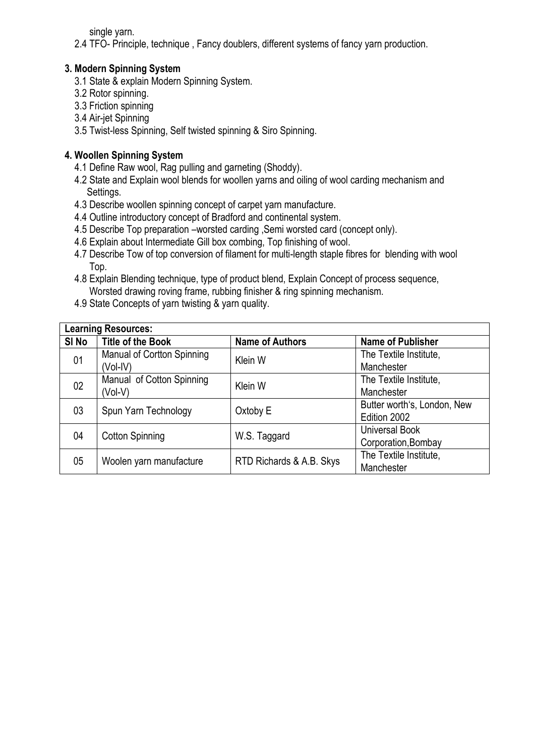single yarn.

2.4 TFO- Principle, technique , Fancy doublers, different systems of fancy yarn production.

**3. Modern Spinning System**

3.1 State & explain Modern Spinning System.
3.2 Rotor spinning.
3.3 Friction spinning
3.4 Air-jet Spinning
3.5 Twist-less Spinning, Self twisted spinning & Siro Spinning.

**4. Woollen Spinning System**

4.1 Define Raw wool, Rag pulling and garneting (Shoddy).
4.2 State and Explain wool blends for woollen yarns and oiling of wool carding mechanism and Settings.
4.3 Describe woollen spinning concept of carpet yarn manufacture.
4.4 Outline introductory concept of Bradford and continental system.
4.5 Describe Top preparation –worsted carding ,Semi worsted card (concept only).
4.6 Explain about Intermediate Gill box combing, Top finishing of wool.
4.7 Describe Tow of top conversion of filament for multi-length staple fibres for blending with wool Top.
4.8 Explain Blending technique, type of product blend, Explain Concept of process sequence, Worsted drawing roving frame, rubbing finisher & ring spinning mechanism.
4.9 State Concepts of yarn twisting & yarn quality.

**Learning Resources:**

| Sl No | Title of the Book | Name of Authors | Name of Publisher |
|---|---|---|---|
| 01 | Manual of Cortton Spinning (Vol-IV) | Klein W | The Textile Institute, Manchester |
| 02 | Manual of Cotton Spinning (Vol-V) | Klein W | The Textile Institute, Manchester |
| 03 | Spun Yarn Technology | Oxtoby E | Butter worth's, London, New Edition 2002 |
| 04 | Cotton Spinning | W.S. Taggard | Universal Book Corporation,Bombay |
| 05 | Woolen yarn manufacture | RTD Richards & A.B. Skys | The Textile Institute, Manchester |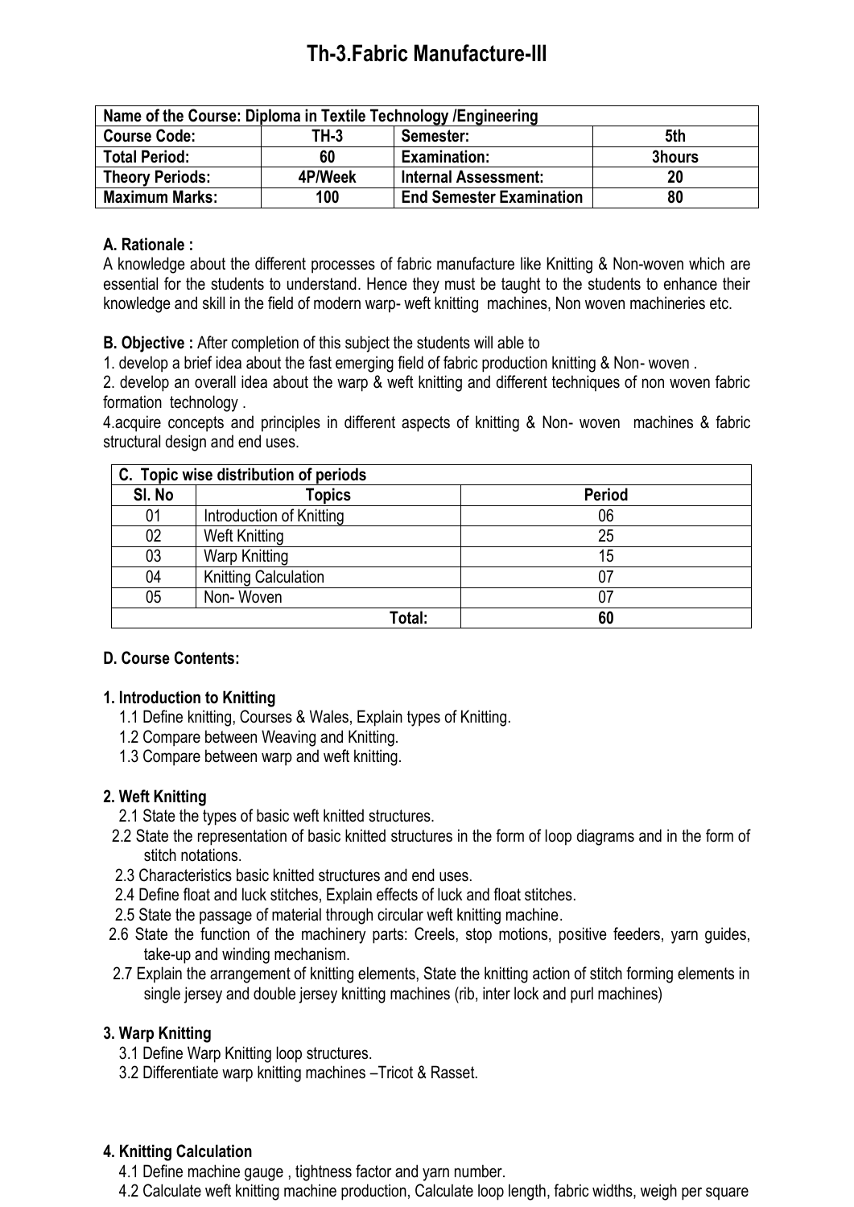# Th-3.Fabric Manufacture-III

| Name of the Course: Diploma in Textile Technology /Engineering | | | |
|---|---|---|---|
| **Course Code:** | **TH-3** | **Semester:** | **5th** |
| **Total Period:** | **60** | **Examination:** | **3hours** |
| **Theory Periods:** | **4P/Week** | **Internal Assessment:** | **20** |
| **Maximum Marks:** | **100** | **End Semester Examination** | **80** |

**A. Rationale :**
A knowledge about the different processes of fabric manufacture like Knitting & Non-woven which are essential for the students to understand. Hence they must be taught to the students to enhance their knowledge and skill in the field of modern warp- weft knitting machines, Non woven machineries etc.

**B. Objective :** After completion of this subject the students will able to

1. develop a brief idea about the fast emerging field of fabric production knitting & Non- woven .
2. develop an overall idea about the warp & weft knitting and different techniques of non woven fabric formation technology .

4.acquire concepts and principles in different aspects of knitting & Non- woven machines & fabric structural design and end uses.

| C. Topic wise distribution of periods | | |
|---|---|---|
| **Sl. No** | **Topics** | **Period** |
| 01 | Introduction of Knitting | 06 |
| 02 | Weft Knitting | 25 |
| 03 | Warp Knitting | 15 |
| 04 | Knitting Calculation | 07 |
| 05 | Non- Woven | 07 |
| | **Total:** | **60** |

**D. Course Contents:**

**1. Introduction to Knitting**

1.1 Define knitting, Courses & Wales, Explain types of Knitting.
1.2 Compare between Weaving and Knitting.
1.3 Compare between warp and weft knitting.

**2. Weft Knitting**

2.1 State the types of basic weft knitted structures.
2.2 State the representation of basic knitted structures in the form of loop diagrams and in the form of stitch notations.
2.3 Characteristics basic knitted structures and end uses.
2.4 Define float and luck stitches, Explain effects of luck and float stitches.
2.5 State the passage of material through circular weft knitting machine.
2.6 State the function of the machinery parts: Creels, stop motions, positive feeders, yarn guides, take-up and winding mechanism.
2.7 Explain the arrangement of knitting elements, State the knitting action of stitch forming elements in single jersey and double jersey knitting machines (rib, inter lock and purl machines)

**3. Warp Knitting**

3.1 Define Warp Knitting loop structures.
3.2 Differentiate warp knitting machines –Tricot & Rasset.

**4. Knitting Calculation**

4.1 Define machine gauge , tightness factor and yarn number.
4.2 Calculate weft knitting machine production, Calculate loop length, fabric widths, weigh per square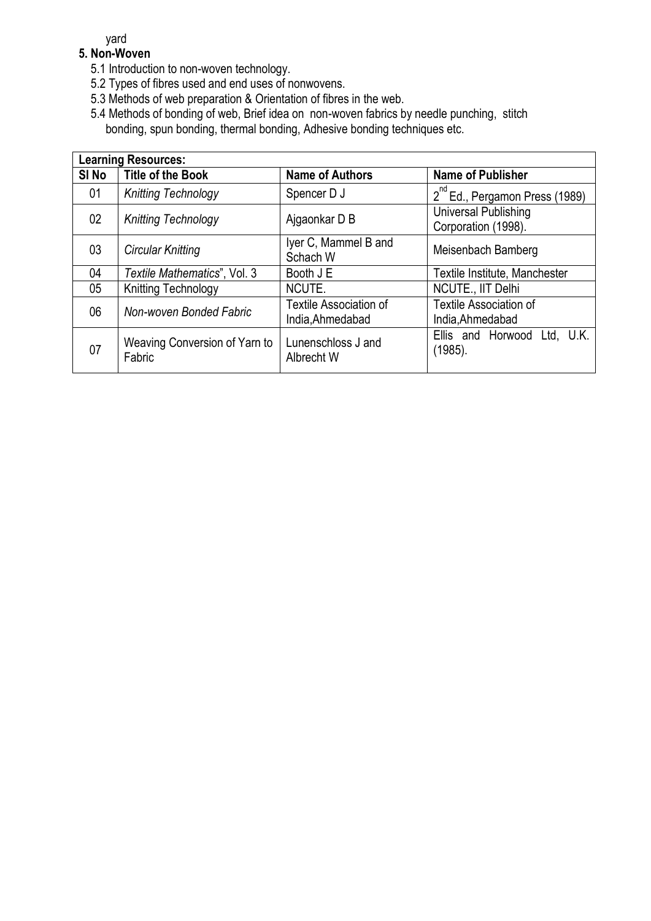yard

**5. Non-Woven**

5.1 Introduction to non-woven technology.

5.2 Types of fibres used and end uses of nonwovens.

5.3 Methods of web preparation & Orientation of fibres in the web.

5.4 Methods of bonding of web, Brief idea on non-woven fabrics by needle punching, stitch bonding, spun bonding, thermal bonding, Adhesive bonding techniques etc.

| **Learning Resources:** | | | |
|---|---|---|---|
| **Sl No** | **Title of the Book** | **Name of Authors** | **Name of Publisher** |
| 01 | *Knitting Technology* | Spencer D J | 2nd Ed., Pergamon Press (1989) |
| 02 | *Knitting Technology* | Ajgaonkar D B | Universal Publishing Corporation (1998). |
| 03 | *Circular Knitting* | Iyer C, Mammel B and Schach W | Meisenbach Bamberg |
| 04 | *Textile Mathematics*", Vol. 3 | Booth J E | Textile Institute, Manchester |
| 05 | Knitting Technology | NCUTE. | NCUTE., IIT Delhi |
| 06 | *Non-woven Bonded Fabric* | Textile Association of India,Ahmedabad | Textile Association of India,Ahmedabad |
| 07 | Weaving Conversion of Yarn to Fabric | Lunenschloss J and Albrecht W | Ellis and Horwood Ltd, U.K. (1985). |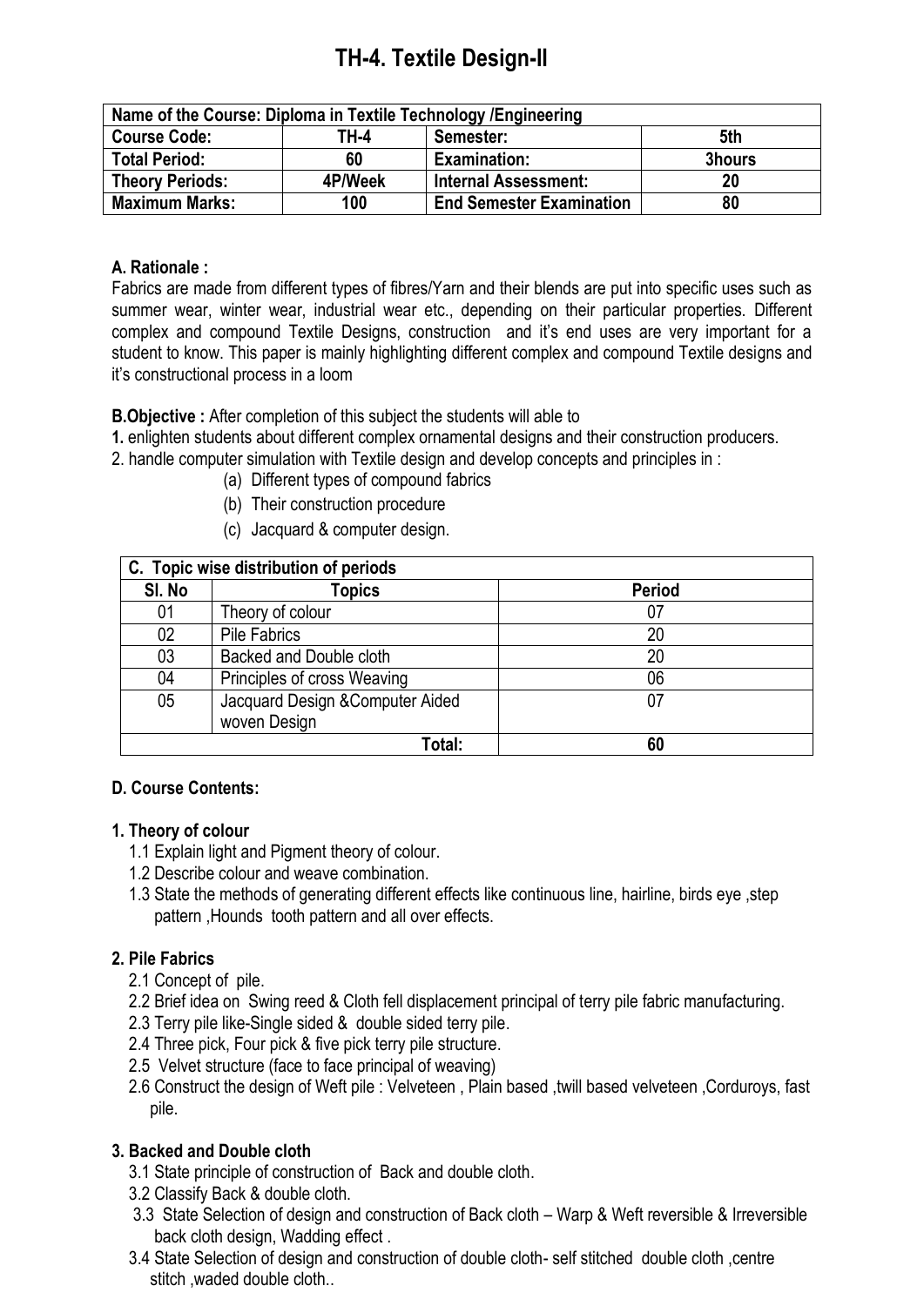# TH-4. Textile Design-II

| Name of the Course: Diploma in Textile Technology /Engineering | | | |
|---|---|---|---|
| **Course Code:** | **TH-4** | **Semester:** | **5th** |
| **Total Period:** | **60** | **Examination:** | **3hours** |
| **Theory Periods:** | **4P/Week** | **Internal Assessment:** | **20** |
| **Maximum Marks:** | **100** | **End Semester Examination** | **80** |

**A. Rationale :**

Fabrics are made from different types of fibres/Yarn and their blends are put into specific uses such as summer wear, winter wear, industrial wear etc., depending on their particular properties. Different complex and compound Textile Designs, construction and it's end uses are very important for a student to know. This paper is mainly highlighting different complex and compound Textile designs and it's constructional process in a loom

**B.Objective :** After completion of this subject the students will able to

**1.** enlighten students about different complex ornamental designs and their construction producers.

2. handle computer simulation with Textile design and develop concepts and principles in :

   (a) Different types of compound fabrics

   (b) Their construction procedure

   (c) Jacquard & computer design.

| C. Topic wise distribution of periods | | |
|---|---|---|
| **Sl. No** | **Topics** | **Period** |
| 01 | Theory of colour | 07 |
| 02 | Pile Fabrics | 20 |
| 03 | Backed and Double cloth | 20 |
| 04 | Principles of cross Weaving | 06 |
| 05 | Jacquard Design &Computer Aided woven Design | 07 |
| | **Total:** | **60** |

**D. Course Contents:**

**1. Theory of colour**

1.1 Explain light and Pigment theory of colour.

1.2 Describe colour and weave combination.

1.3 State the methods of generating different effects like continuous line, hairline, birds eye ,step pattern ,Hounds tooth pattern and all over effects.

**2. Pile Fabrics**

2.1 Concept of pile.

2.2 Brief idea on Swing reed & Cloth fell displacement principal of terry pile fabric manufacturing.

2.3 Terry pile like-Single sided & double sided terry pile.

2.4 Three pick, Four pick & five pick terry pile structure.

2.5 Velvet structure (face to face principal of weaving)

2.6 Construct the design of Weft pile : Velveteen , Plain based ,twill based velveteen ,Corduroys, fast pile.

**3. Backed and Double cloth**

3.1 State principle of construction of Back and double cloth.

3.2 Classify Back & double cloth.

3.3 State Selection of design and construction of Back cloth – Warp & Weft reversible & Irreversible back cloth design, Wadding effect .

3.4 State Selection of design and construction of double cloth- self stitched double cloth ,centre stitch ,waded double cloth..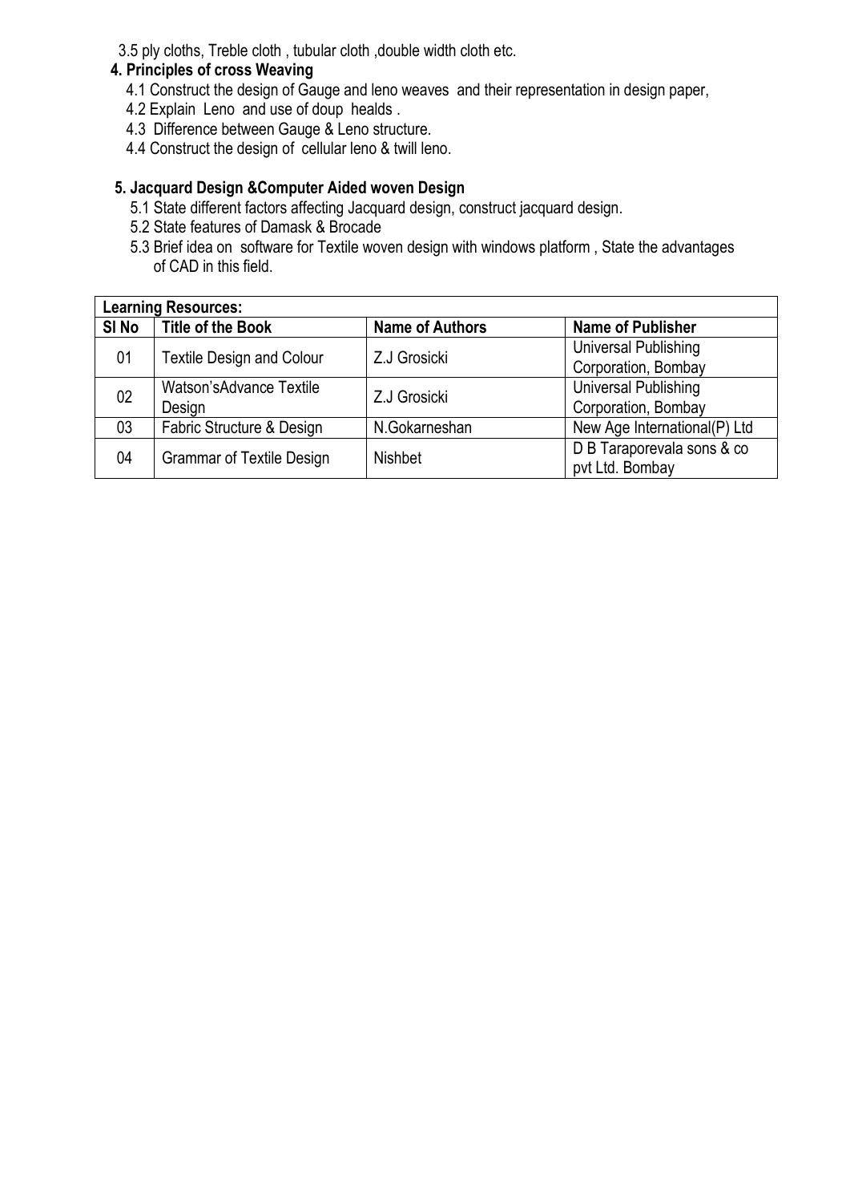3.5 ply cloths, Treble cloth , tubular cloth ,double width cloth etc.

**4. Principles of cross Weaving**

4.1 Construct the design of Gauge and leno weaves and their representation in design paper,

4.2 Explain Leno and use of doup healds .

4.3 Difference between Gauge & Leno structure.

4.4 Construct the design of cellular leno & twill leno.

**5. Jacquard Design &Computer Aided woven Design**

5.1 State different factors affecting Jacquard design, construct jacquard design.

5.2 State features of Damask & Brocade

5.3 Brief idea on software for Textile woven design with windows platform , State the advantages of CAD in this field.

| **Learning Resources:** | | | |
|---|---|---|---|
| **Sl No** | **Title of the Book** | **Name of Authors** | **Name of Publisher** |
| 01 | Textile Design and Colour | Z.J Grosicki | Universal Publishing Corporation, Bombay |
| 02 | Watson'sAdvance Textile Design | Z.J Grosicki | Universal Publishing Corporation, Bombay |
| 03 | Fabric Structure & Design | N.Gokarneshan | New Age International(P) Ltd |
| 04 | Grammar of Textile Design | Nishbet | D B Taraporevala sons & co pvt Ltd. Bombay |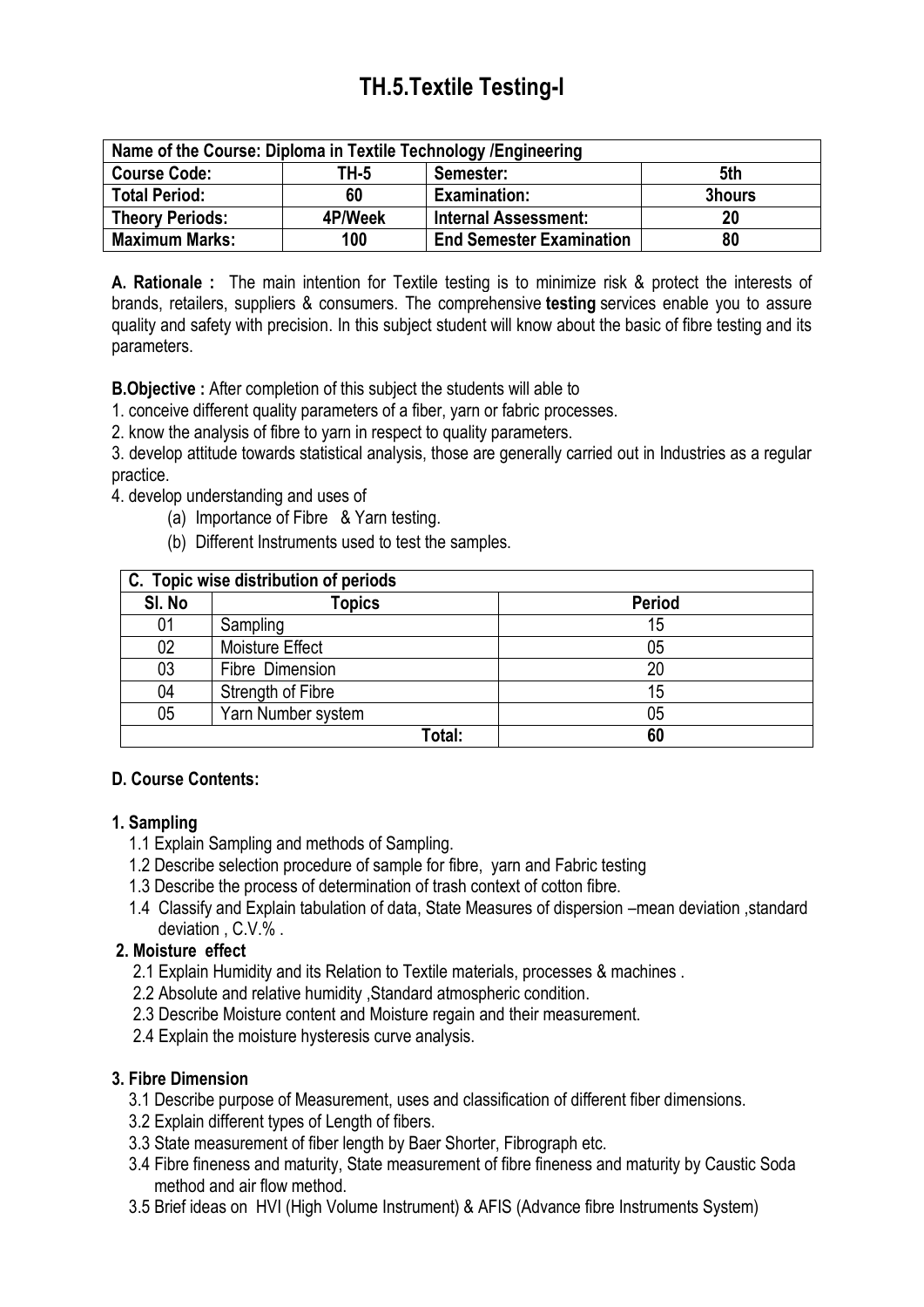# TH.5.Textile Testing-I

| Name of the Course: Diploma in Textile Technology /Engineering | | | |
|---|---|---|---|
| **Course Code:** | **TH-5** | **Semester:** | **5th** |
| **Total Period:** | **60** | **Examination:** | **3hours** |
| **Theory Periods:** | **4P/Week** | **Internal Assessment:** | **20** |
| **Maximum Marks:** | **100** | **End Semester Examination** | **80** |

**A. Rationale :** The main intention for Textile testing is to minimize risk & protect the interests of brands, retailers, suppliers & consumers. The comprehensive **testing** services enable you to assure quality and safety with precision. In this subject student will know about the basic of fibre testing and its parameters.

**B.Objective :** After completion of this subject the students will able to

1. conceive different quality parameters of a fiber, yarn or fabric processes.
2. know the analysis of fibre to yarn in respect to quality parameters.
3. develop attitude towards statistical analysis, those are generally carried out in Industries as a regular practice.
4. develop understanding and uses of
   (a) Importance of Fibre & Yarn testing.
   (b) Different Instruments used to test the samples.

| C. Topic wise distribution of periods | | |
|---|---|---|
| **Sl. No** | **Topics** | **Period** |
| 01 | Sampling | 15 |
| 02 | Moisture Effect | 05 |
| 03 | Fibre Dimension | 20 |
| 04 | Strength of Fibre | 15 |
| 05 | Yarn Number system | 05 |
| | **Total:** | **60** |

**D. Course Contents:**

**1. Sampling**

1.1 Explain Sampling and methods of Sampling.
1.2 Describe selection procedure of sample for fibre, yarn and Fabric testing
1.3 Describe the process of determination of trash context of cotton fibre.
1.4 Classify and Explain tabulation of data, State Measures of dispersion –mean deviation ,standard deviation , C.V.% .

**2. Moisture effect**

2.1 Explain Humidity and its Relation to Textile materials, processes & machines .
2.2 Absolute and relative humidity ,Standard atmospheric condition.
2.3 Describe Moisture content and Moisture regain and their measurement.
2.4 Explain the moisture hysteresis curve analysis.

**3. Fibre Dimension**

3.1 Describe purpose of Measurement, uses and classification of different fiber dimensions.
3.2 Explain different types of Length of fibers.
3.3 State measurement of fiber length by Baer Shorter, Fibrograph etc.
3.4 Fibre fineness and maturity, State measurement of fibre fineness and maturity by Caustic Soda method and air flow method.
3.5 Brief ideas on HVI (High Volume Instrument) & AFIS (Advance fibre Instruments System)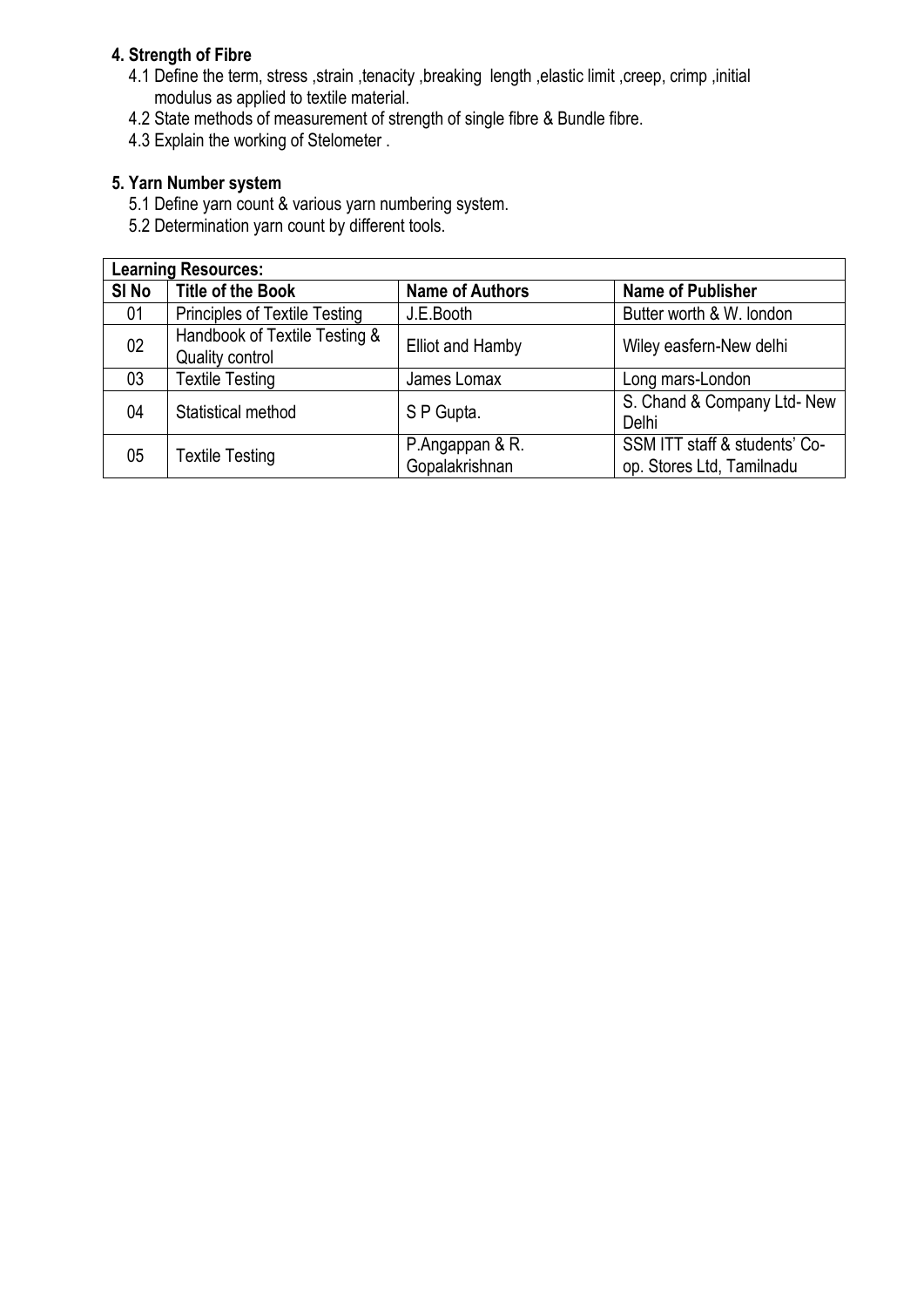**4. Strength of Fibre**

4.1 Define the term, stress ,strain ,tenacity ,breaking length ,elastic limit ,creep, crimp ,initial modulus as applied to textile material.

4.2 State methods of measurement of strength of single fibre & Bundle fibre.

4.3 Explain the working of Stelometer .

**5. Yarn Number system**

5.1 Define yarn count & various yarn numbering system.

5.2 Determination yarn count by different tools.

| **Learning Resources:** | | | |
|---|---|---|---|
| **SI No** | **Title of the Book** | **Name of Authors** | **Name of Publisher** |
| 01 | Principles of Textile Testing | J.E.Booth | Butter worth & W. london |
| 02 | Handbook of Textile Testing & Quality control | Elliot and Hamby | Wiley easfern-New delhi |
| 03 | Textile Testing | James Lomax | Long mars-London |
| 04 | Statistical method | S P Gupta. | S. Chand & Company Ltd- New Delhi |
| 05 | Textile Testing | P.Angappan & R. Gopalakrishnan | SSM ITT staff & students' Co-op. Stores Ltd, Tamilnadu |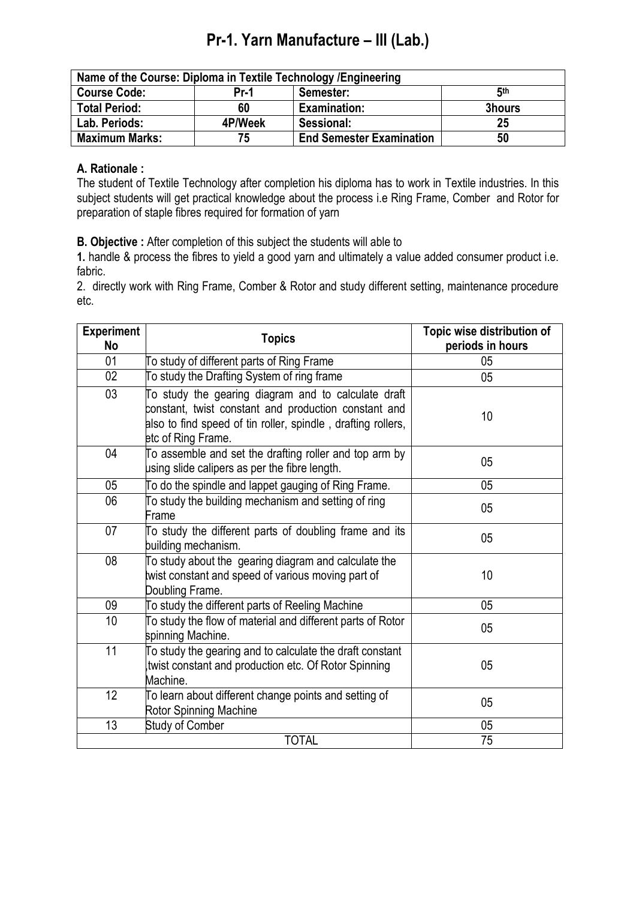# Pr-1. Yarn Manufacture – III (Lab.)

| Name of the Course: Diploma in Textile Technology /Engineering | | | |
|---|---|---|---|
| **Course Code:** | **Pr-1** | **Semester:** | **5th** |
| **Total Period:** | **60** | **Examination:** | **3hours** |
| **Lab. Periods:** | **4P/Week** | **Sessional:** | **25** |
| **Maximum Marks:** | **75** | **End Semester Examination** | **50** |

**A. Rationale :**

The student of Textile Technology after completion his diploma has to work in Textile industries. In this subject students will get practical knowledge about the process i.e Ring Frame, Comber and Rotor for preparation of staple fibres required for formation of yarn

**B. Objective :** After completion of this subject the students will able to

**1.** handle & process the fibres to yield a good yarn and ultimately a value added consumer product i.e. fabric.

2. directly work with Ring Frame, Comber & Rotor and study different setting, maintenance procedure etc.

| Experiment No | Topics | Topic wise distribution of periods in hours |
|---|---|---|
| 01 | To study of different parts of Ring Frame | 05 |
| 02 | To study the Drafting System of ring frame | 05 |
| 03 | To study the gearing diagram and to calculate draft constant, twist constant and production constant and also to find speed of tin roller, spindle , drafting rollers, etc of Ring Frame. | 10 |
| 04 | To assemble and set the drafting roller and top arm by using slide calipers as per the fibre length. | 05 |
| 05 | To do the spindle and lappet gauging of Ring Frame. | 05 |
| 06 | To study the building mechanism and setting of ring Frame | 05 |
| 07 | To study the different parts of doubling frame and its building mechanism. | 05 |
| 08 | To study about the gearing diagram and calculate the twist constant and speed of various moving part of Doubling Frame. | 10 |
| 09 | To study the different parts of Reeling Machine | 05 |
| 10 | To study the flow of material and different parts of Rotor spinning Machine. | 05 |
| 11 | To study the gearing and to calculate the draft constant ,twist constant and production etc. Of Rotor Spinning Machine. | 05 |
| 12 | To learn about different change points and setting of Rotor Spinning Machine | 05 |
| 13 | Study of Comber | 05 |
| | TOTAL | 75 |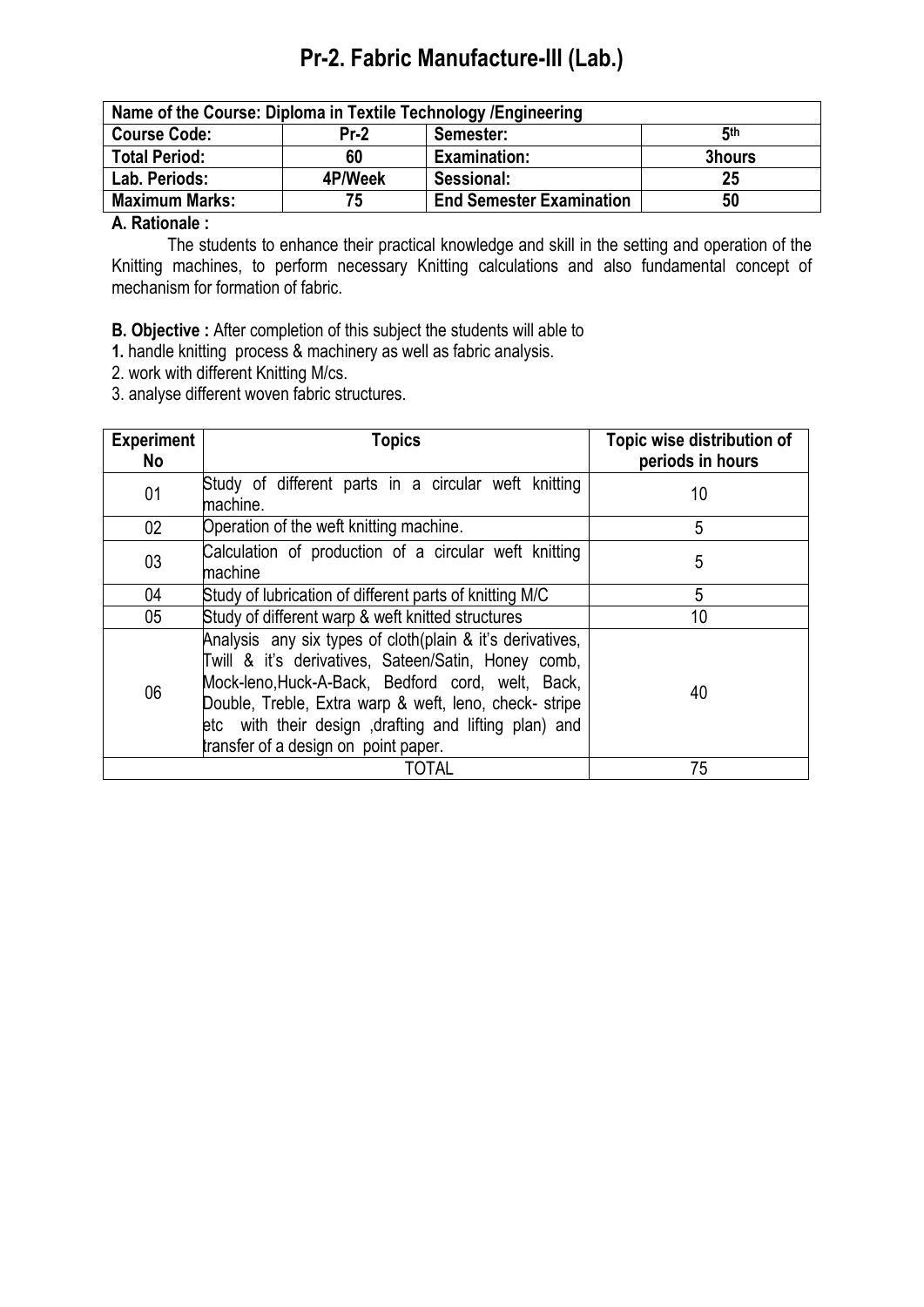# Pr-2. Fabric Manufacture-III (Lab.)

| Name of the Course: Diploma in Textile Technology /Engineering | | | |
|---|---|---|---|
| **Course Code:** | **Pr-2** | **Semester:** | **5th** |
| **Total Period:** | **60** | **Examination:** | **3hours** |
| **Lab. Periods:** | **4P/Week** | **Sessional:** | **25** |
| **Maximum Marks:** | **75** | **End Semester Examination** | **50** |

**A. Rationale :**

The students to enhance their practical knowledge and skill in the setting and operation of the Knitting machines, to perform necessary Knitting calculations and also fundamental concept of mechanism for formation of fabric.

**B. Objective :** After completion of this subject the students will able to

**1.** handle knitting process & machinery as well as fabric analysis.
2. work with different Knitting M/cs.
3. analyse different woven fabric structures.

| Experiment No | Topics | Topic wise distribution of periods in hours |
|---|---|---|
| 01 | Study of different parts in a circular weft knitting machine. | 10 |
| 02 | Operation of the weft knitting machine. | 5 |
| 03 | Calculation of production of a circular weft knitting machine | 5 |
| 04 | Study of lubrication of different parts of knitting M/C | 5 |
| 05 | Study of different warp & weft knitted structures | 10 |
| 06 | Analysis any six types of cloth(plain & it's derivatives, Twill & it's derivatives, Sateen/Satin, Honey comb, Mock-leno,Huck-A-Back, Bedford cord, welt, Back, Double, Treble, Extra warp & weft, leno, check- stripe etc with their design ,drafting and lifting plan) and transfer of a design on point paper. | 40 |
| TOTAL | | 75 |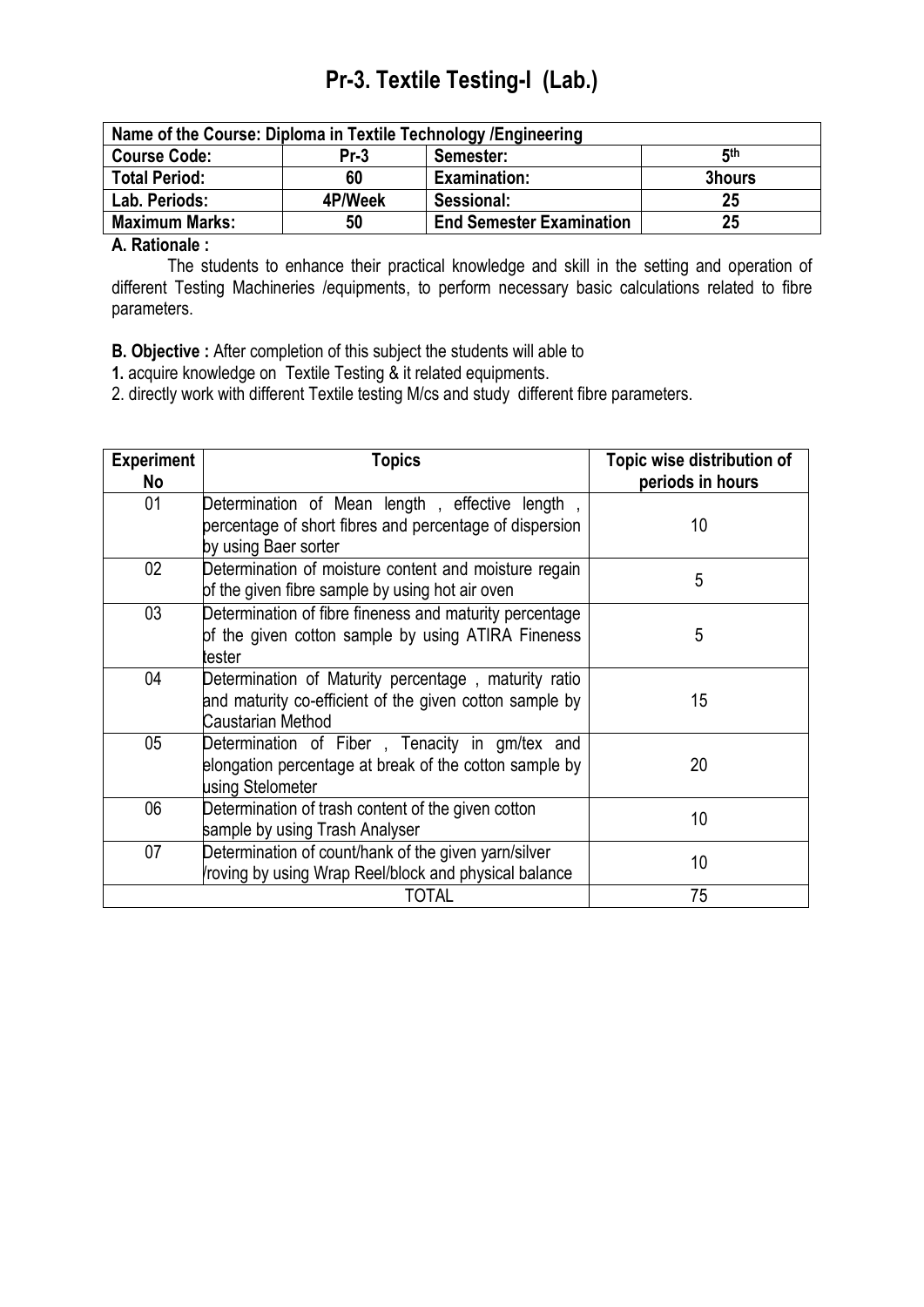# Pr-3. Textile Testing-I (Lab.)

| Name of the Course: Diploma in Textile Technology /Engineering | | | |
|---|---|---|---|
| **Course Code:** | **Pr-3** | **Semester:** | **5th** |
| **Total Period:** | **60** | **Examination:** | **3hours** |
| **Lab. Periods:** | **4P/Week** | **Sessional:** | **25** |
| **Maximum Marks:** | **50** | **End Semester Examination** | **25** |

**A. Rationale :**

The students to enhance their practical knowledge and skill in the setting and operation of different Testing Machineries /equipments, to perform necessary basic calculations related to fibre parameters.

**B. Objective :** After completion of this subject the students will able to

**1.** acquire knowledge on Textile Testing & it related equipments.

2. directly work with different Textile testing M/cs and study different fibre parameters.

| Experiment No | Topics | Topic wise distribution of periods in hours |
|---|---|---|
| 01 | Determination of Mean length , effective length , percentage of short fibres and percentage of dispersion by using Baer sorter | 10 |
| 02 | Determination of moisture content and moisture regain of the given fibre sample by using hot air oven | 5 |
| 03 | Determination of fibre fineness and maturity percentage of the given cotton sample by using ATIRA Fineness tester | 5 |
| 04 | Determination of Maturity percentage , maturity ratio and maturity co-efficient of the given cotton sample by Caustarian Method | 15 |
| 05 | Determination of Fiber , Tenacity in gm/tex and elongation percentage at break of the cotton sample by using Stelometer | 20 |
| 06 | Determination of trash content of the given cotton sample by using Trash Analyser | 10 |
| 07 | Determination of count/hank of the given yarn/silver /roving by using Wrap Reel/block and physical balance | 10 |
| TOTAL | | 75 |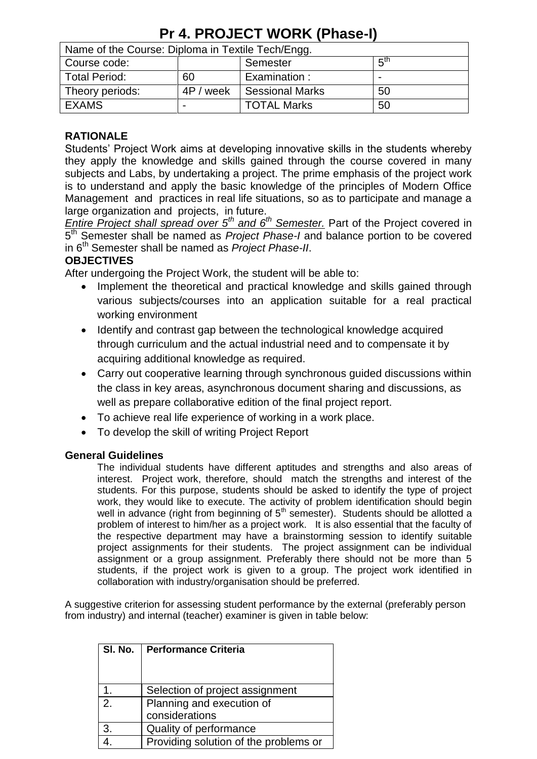# Pr 4. PROJECT WORK (Phase-I)

| Name of the Course: Diploma in Textile Tech/Engg. | | | |
|---|---|---|---|
| Course code: | | Semester | 5th |
| Total Period: | 60 | Examination : | - |
| Theory periods: | 4P / week | Sessional Marks | 50 |
| EXAMS | - | TOTAL Marks | 50 |

**RATIONALE**

Students' Project Work aims at developing innovative skills in the students whereby they apply the knowledge and skills gained through the course covered in many subjects and Labs, by undertaking a project. The prime emphasis of the project work is to understand and apply the basic knowledge of the principles of Modern Office Management and practices in real life situations, so as to participate and manage a large organization and projects, in future.

*Entire Project shall spread over 5th and 6th Semester.* Part of the Project covered in 5th Semester shall be named as *Project Phase-I* and balance portion to be covered in 6th Semester shall be named as *Project Phase-II*.

**OBJECTIVES**

After undergoing the Project Work, the student will be able to:

- Implement the theoretical and practical knowledge and skills gained through various subjects/courses into an application suitable for a real practical working environment
- Identify and contrast gap between the technological knowledge acquired through curriculum and the actual industrial need and to compensate it by acquiring additional knowledge as required.
- Carry out cooperative learning through synchronous guided discussions within the class in key areas, asynchronous document sharing and discussions, as well as prepare collaborative edition of the final project report.
- To achieve real life experience of working in a work place.
- To develop the skill of writing Project Report

**General Guidelines**

The individual students have different aptitudes and strengths and also areas of interest. Project work, therefore, should match the strengths and interest of the students. For this purpose, students should be asked to identify the type of project work, they would like to execute. The activity of problem identification should begin well in advance (right from beginning of 5th semester). Students should be allotted a problem of interest to him/her as a project work. It is also essential that the faculty of the respective department may have a brainstorming session to identify suitable project assignments for their students. The project assignment can be individual assignment or a group assignment. Preferably there should not be more than 5 students, if the project work is given to a group. The project work identified in collaboration with industry/organisation should be preferred.

A suggestive criterion for assessing student performance by the external (preferably person from industry) and internal (teacher) examiner is given in table below:

| Sl. No. | Performance Criteria |
|---|---|
| 1. | Selection of project assignment |
| 2. | Planning and execution of considerations |
| 3. | Quality of performance |
| 4. | Providing solution of the problems or |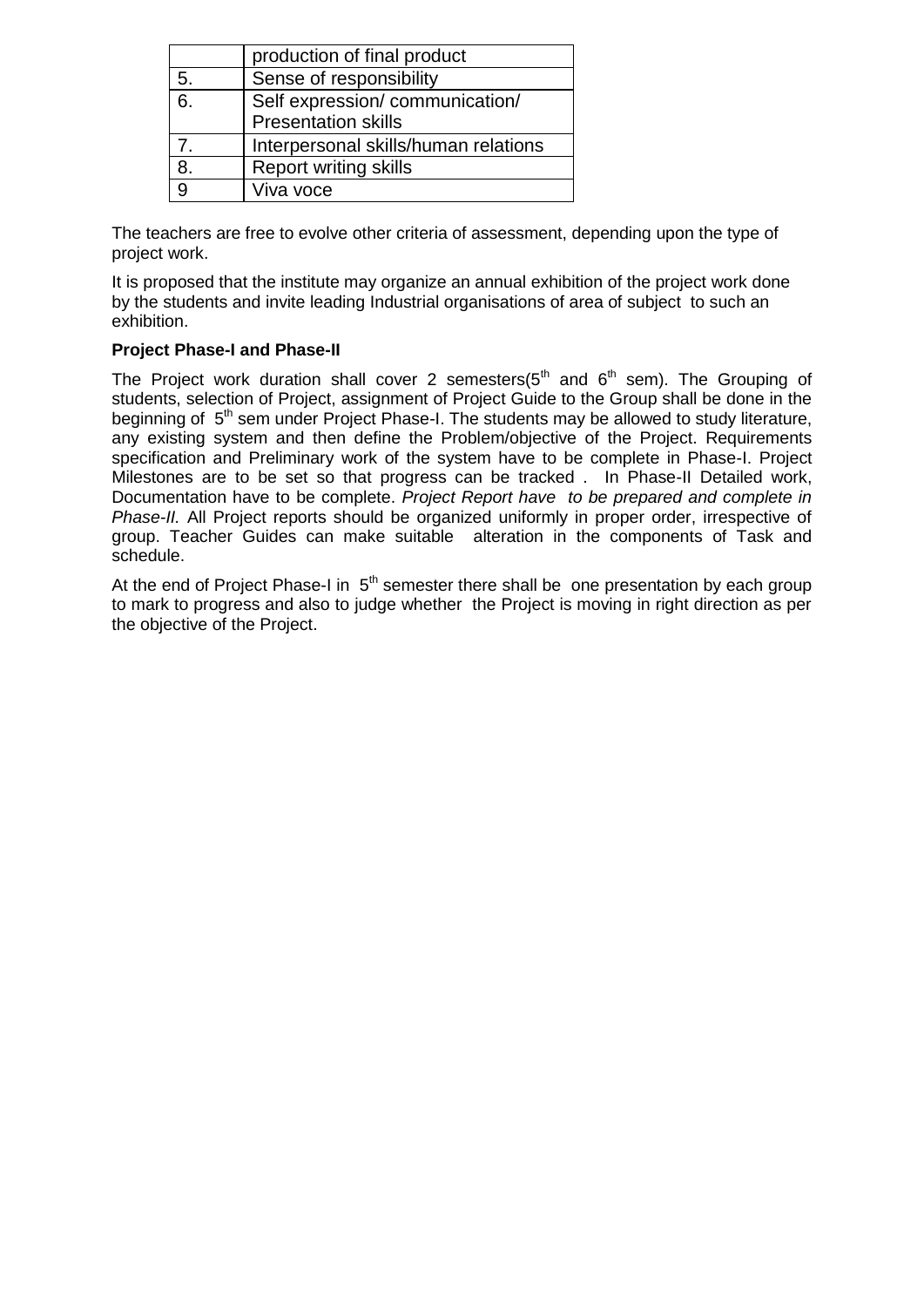| | |
|---|---|
| | production of final product |
| 5. | Sense of responsibility |
| 6. | Self expression/ communication/ Presentation skills |
| 7. | Interpersonal skills/human relations |
| 8. | Report writing skills |
| 9 | Viva voce |

The teachers are free to evolve other criteria of assessment, depending upon the type of project work.

It is proposed that the institute may organize an annual exhibition of the project work done by the students and invite leading Industrial organisations of area of subject to such an exhibition.

**Project Phase-I and Phase-II**

The Project work duration shall cover 2 semesters(5th and 6th sem). The Grouping of students, selection of Project, assignment of Project Guide to the Group shall be done in the beginning of 5th sem under Project Phase-I. The students may be allowed to study literature, any existing system and then define the Problem/objective of the Project. Requirements specification and Preliminary work of the system have to be complete in Phase-I. Project Milestones are to be set so that progress can be tracked . In Phase-II Detailed work, Documentation have to be complete. *Project Report have to be prepared and complete in Phase-II.* All Project reports should be organized uniformly in proper order, irrespective of group. Teacher Guides can make suitable alteration in the components of Task and schedule.

At the end of Project Phase-I in 5th semester there shall be one presentation by each group to mark to progress and also to judge whether the Project is moving in right direction as per the objective of the Project.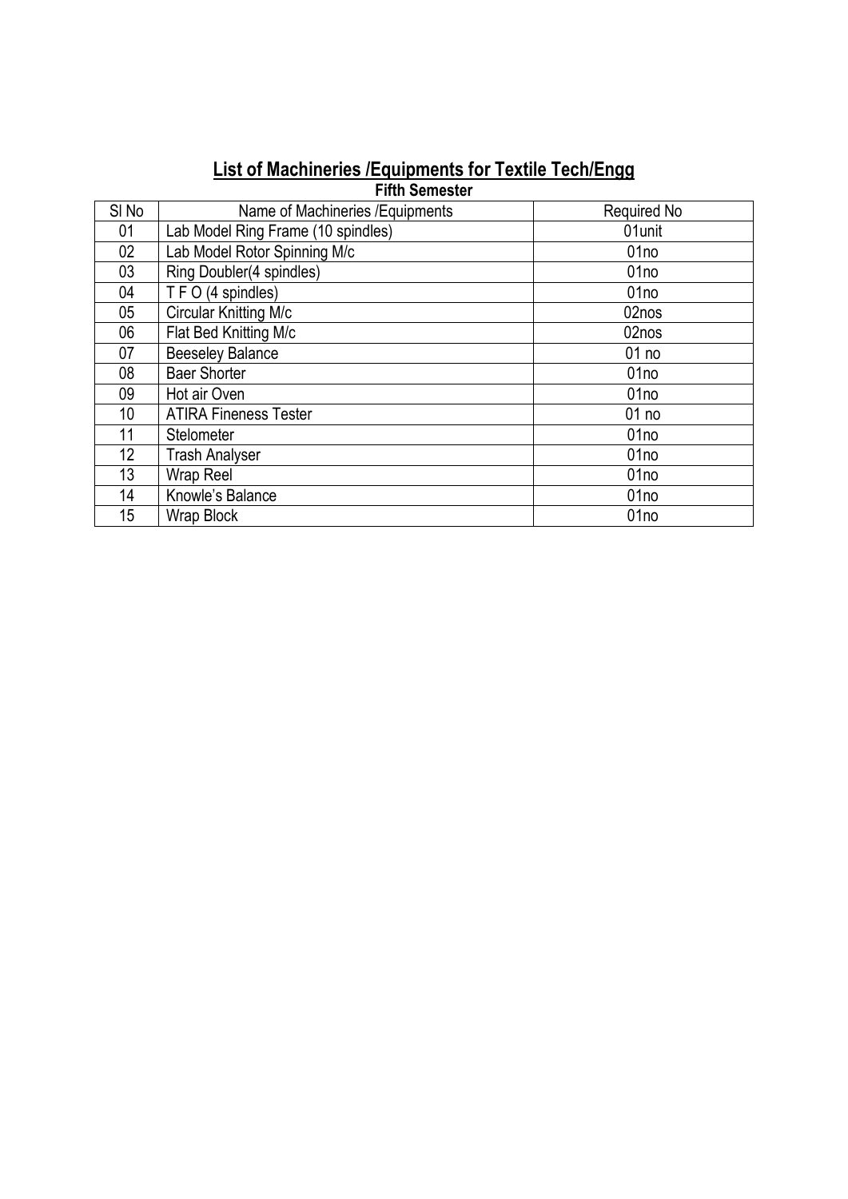## List of Machineries /Equipments for Textile Tech/Engg

**Fifth Semester**

| Sl No | Name of Machineries /Equipments | Required No |
|---|---|---|
| 01 | Lab Model Ring Frame (10 spindles) | 01unit |
| 02 | Lab Model Rotor Spinning M/c | 01no |
| 03 | Ring Doubler(4 spindles) | 01no |
| 04 | T F O (4 spindles) | 01no |
| 05 | Circular Knitting M/c | 02nos |
| 06 | Flat Bed Knitting M/c | 02nos |
| 07 | Beeseley Balance | 01 no |
| 08 | Baer Shorter | 01no |
| 09 | Hot air Oven | 01no |
| 10 | ATIRA Fineness Tester | 01 no |
| 11 | Stelometer | 01no |
| 12 | Trash Analyser | 01no |
| 13 | Wrap Reel | 01no |
| 14 | Knowle's Balance | 01no |
| 15 | Wrap Block | 01no |